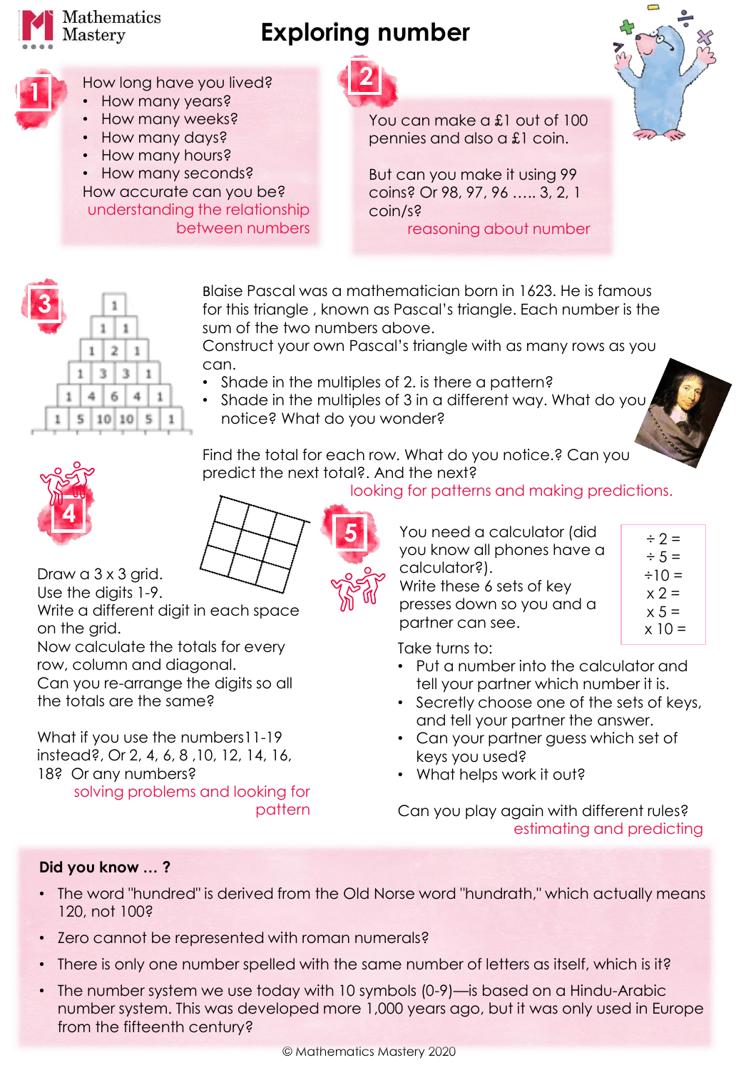# Exploring number

## 1

How long have you lived?

- How many years?
- How many weeks?
- How many days?
- How many hours?
- How many seconds?

How accurate can you be?

*understanding the relationship between numbers*

## 2

You can make a £1 out of 100 pennies and also a £1 coin.

But can you make it using 99 coins? Or 98, 97, 96 ….. 3, 2, 1 coin/s?

*reasoning about number*

## 3

| | | | | | |
|---|---|---|---|---|---|
| 1 | | | | | |
| 1 | 1 | | | | |
| 1 | 2 | 1 | | | |
| 1 | 3 | 3 | 1 | | |
| 1 | 4 | 6 | 4 | 1 | |
| 1 | 5 | 10 | 10 | 5 | 1 |

Blaise Pascal was a mathematician born in 1623. He is famous for this triangle , known as Pascal's triangle. Each number is the sum of the two numbers above.

Construct your own Pascal's triangle with as many rows as you can.

- Shade in the multiples of 2. is there a pattern?
- Shade in the multiples of 3 in a different way. What do you notice? What do you wonder?

Find the total for each row. What do you notice.? Can you predict the next total?. And the next?

*looking for patterns and making predictions.*

## 4

Draw a 3 x 3 grid.
Use the digits 1-9.
Write a different digit in each space on the grid.
Now calculate the totals for every row, column and diagonal.
Can you re-arrange the digits so all the totals are the same?

What if you use the numbers11-19 instead?, Or 2, 4, 6, 8 ,10, 12, 14, 16, 18? Or any numbers?

*solving problems and looking for pattern*

## 5

You need a calculator (did you know all phones have a calculator?).
Write these 6 sets of key presses down so you and a partner can see.

| |
|---|
| ÷ 2 = |
| ÷ 5 = |
| ÷10 = |
| x 2 = |
| x 5 = |
| x 10 = |

Take turns to:

- Put a number into the calculator and tell your partner which number it is.
- Secretly choose one of the sets of keys, and tell your partner the answer.
- Can your partner guess which set of keys you used?
- What helps work it out?

Can you play again with different rules?

*estimating and predicting*

**Did you know … ?**

- The word "hundred" is derived from the Old Norse word "hundrath," which actually means 120, not 100?
- Zero cannot be represented with roman numerals?
- There is only one number spelled with the same number of letters as itself, which is it?
- The number system we use today with 10 symbols (0-9)—is based on a Hindu-Arabic number system. This was developed more 1,000 years ago, but it was only used in Europe from the fifteenth century?

© Mathematics Mastery 2020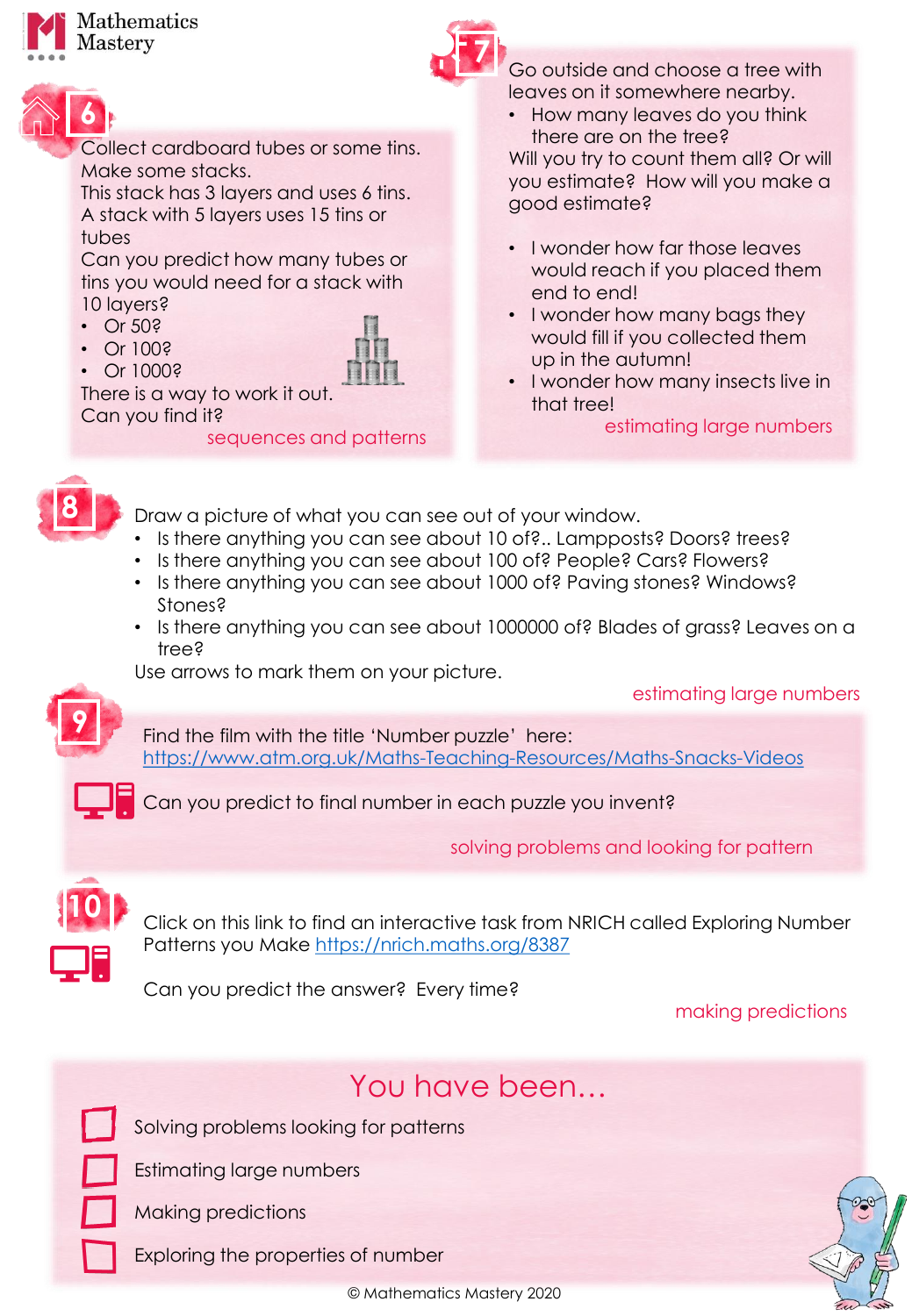## 6

Collect cardboard tubes or some tins. Make some stacks.
This stack has 3 layers and uses 6 tins.
A stack with 5 layers uses 15 tins or tubes
Can you predict how many tubes or tins you would need for a stack with 10 layers?

- Or 50?
- Or 100?
- Or 1000?

There is a way to work it out.
Can you find it?

*sequences and patterns*

## 7

Go outside and choose a tree with leaves on it somewhere nearby.

- How many leaves do you think there are on the tree?

Will you try to count them all? Or will you estimate? How will you make a good estimate?

- I wonder how far those leaves would reach if you placed them end to end!
- I wonder how many bags they would fill if you collected them up in the autumn!
- I wonder how many insects live in that tree!

*estimating large numbers*

## 8

Draw a picture of what you can see out of your window.

- Is there anything you can see about 10 of?.. Lampposts? Doors? trees?
- Is there anything you can see about 100 of? People? Cars? Flowers?
- Is there anything you can see about 1000 of? Paving stones? Windows? Stones?
- Is there anything you can see about 1000000 of? Blades of grass? Leaves on a tree?

Use arrows to mark them on your picture.

*estimating large numbers*

## 9

Find the film with the title 'Number puzzle' here:
https://www.atm.org.uk/Maths-Teaching-Resources/Maths-Snacks-Videos

Can you predict to final number in each puzzle you invent?

*solving problems and looking for pattern*

## 10

Click on this link to find an interactive task from NRICH called Exploring Number Patterns you Make https://nrich.maths.org/8387

Can you predict the answer? Every time?

*making predictions*

## You have been...

- [ ] Solving problems looking for patterns
- [ ] Estimating large numbers
- [ ] Making predictions
- [ ] Exploring the properties of number

© Mathematics Mastery 2020